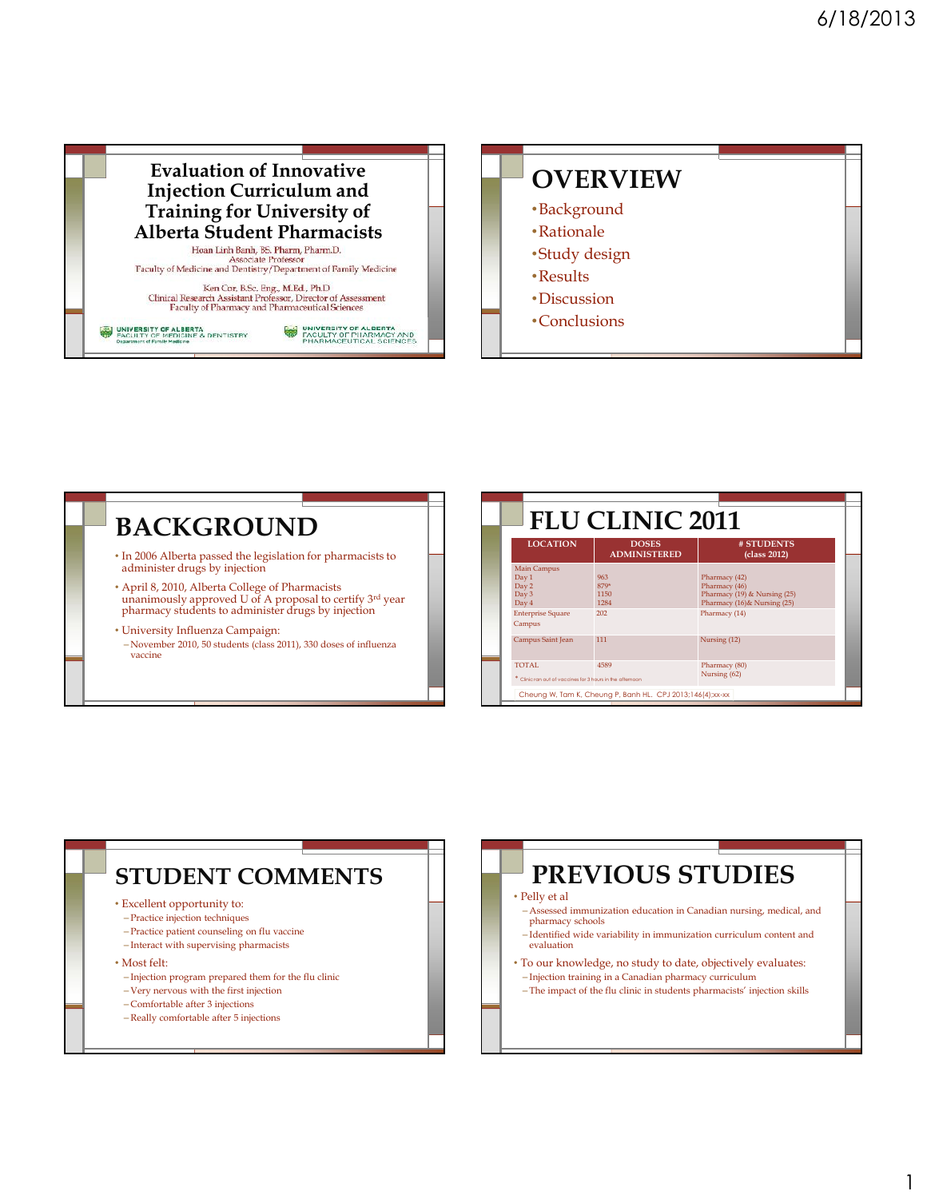# Evaluation of Innovative Injection Curriculum and Training for University of Alberta Student Pharmacists

Hoan Linh Banh, BS. Pharm, Pharm.D.
Associate Professor
Faculty of Medicine and Dentistry/Department of Family Medicine

Ken Cor, B.Sc. Eng., M.Ed., Ph.D
Clinical Research Assistant Professor, Director of Assessment
Faculty of Pharmacy and Pharmaceutical Sciences

UNIVERSITY OF ALBERTA FACULTY OF MEDICINE & DENTISTRY Department of Family Medicine

UNIVERSITY OF ALBERTA FACULTY OF PHARMACY AND PHARMACEUTICAL SCIENCES

# OVERVIEW

- Background
- Rationale
- Study design
- Results
- Discussion
- Conclusions

# BACKGROUND

- In 2006 Alberta passed the legislation for pharmacists to administer drugs by injection
- April 8, 2010, Alberta College of Pharmacists unanimously approved U of A proposal to certify 3rd year pharmacy students to administer drugs by injection
- University Influenza Campaign:
  - November 2010, 50 students (class 2011), 330 doses of influenza vaccine

# FLU CLINIC 2011

| LOCATION | DOSES ADMINISTERED | # STUDENTS (class 2012) |
|---|---|---|
| Main Campus | | |
| Day 1 | 963 | Pharmacy (42) |
| Day 2 | 879* | Pharmacy (46) |
| Day 3 | 1150 | Pharmacy (19) & Nursing (25) |
| Day 4 | 1284 | Pharmacy (16)& Nursing (25) |
| Enterprise Square Campus | 202 | Pharmacy (14) |
| Campus Saint Jean | 111 | Nursing (12) |
| TOTAL | 4589 | Pharmacy (80) Nursing (62) |

\* Clinic ran out of vaccines for 3 hours in the afternoon.

Cheung W, Tam K, Cheung P, Banh HL. CPJ 2013;146(4):xx-xx

# STUDENT COMMENTS

- Excellent opportunity to:
  - Practice injection techniques
  - Practice patient counseling on flu vaccine
  - Interact with supervising pharmacists
- Most felt:
  - Injection program prepared them for the flu clinic
  - Very nervous with the first injection
  - Comfortable after 3 injections
  - Really comfortable after 5 injections

# PREVIOUS STUDIES

- Pelly et al
  - Assessed immunization education in Canadian nursing, medical, and pharmacy schools
  - Identified wide variability in immunization curriculum content and evaluation
- To our knowledge, no study to date, objectively evaluates:
  - Injection training in a Canadian pharmacy curriculum
  - The impact of the flu clinic in students pharmacists' injection skills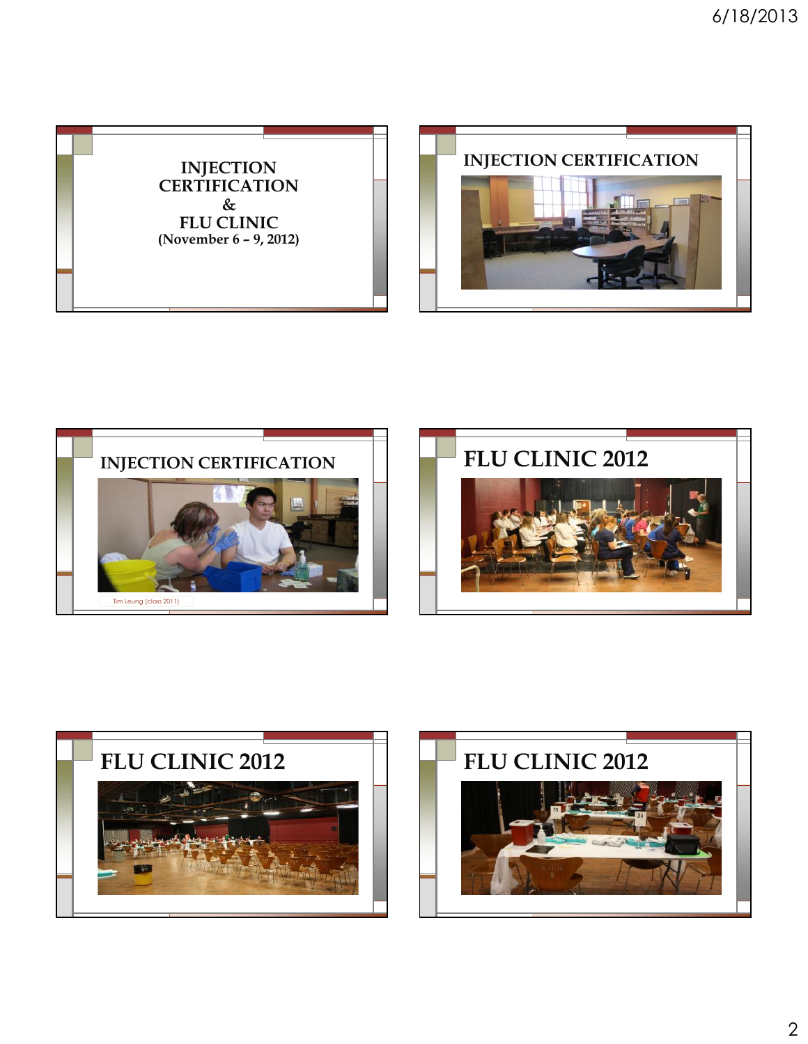# INJECTION CERTIFICATION & FLU CLINIC
**(November 6 – 9, 2012)**

## INJECTION CERTIFICATION

## INJECTION CERTIFICATION

Tim Leung (class 2011)

## FLU CLINIC 2012

## FLU CLINIC 2012

## FLU CLINIC 2012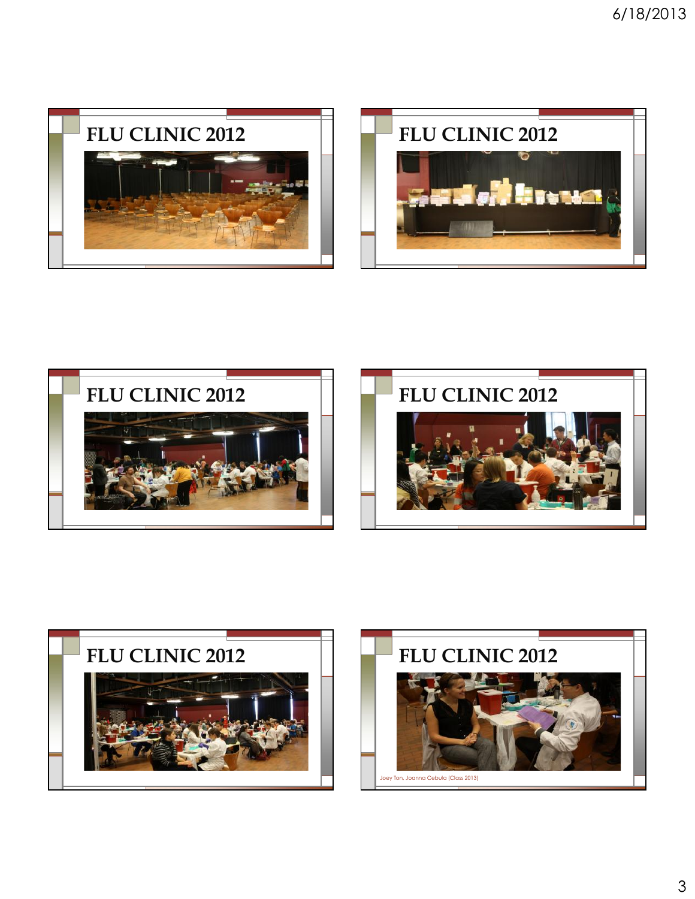# FLU CLINIC 2012

# FLU CLINIC 2012

# FLU CLINIC 2012

# FLU CLINIC 2012

# FLU CLINIC 2012

# FLU CLINIC 2012

Joey Ton, Joanna Cebula (Class 2013)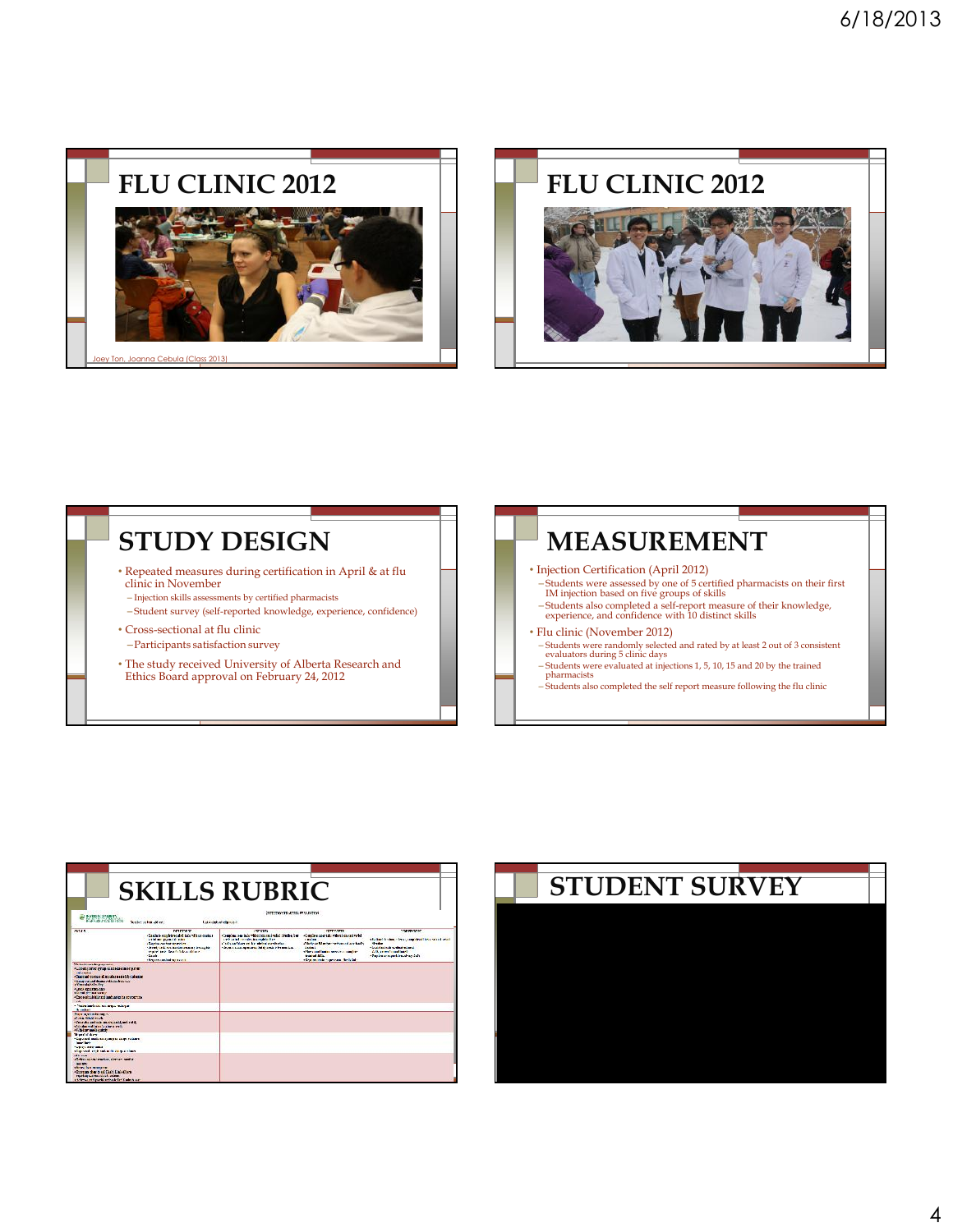# FLU CLINIC 2012

Joey Ton, Joanna Cebula (Class 2013)

# FLU CLINIC 2012

# STUDY DESIGN

- Repeated measures during certification in April & at flu clinic in November
  - Injection skills assessments by certified pharmacists
  - Student survey (self-reported knowledge, experience, confidence)
- Cross-sectional at flu clinic
  - Participants satisfaction survey
- The study received University of Alberta Research and Ethics Board approval on February 24, 2012

# MEASUREMENT

- Injection Certification (April 2012)
  - Students were assessed by one of 5 certified pharmacists on their first IM injection based on five groups of skills
  - Students also completed a self-report measure of their knowledge, experience, and confidence with 10 distinct skills
- Flu clinic (November 2012)
  - Students were randomly selected and rated by at least 2 out of 3 consistent evaluators during 5 clinic days
  - Students were evaluated at injections 1, 5, 10, 15 and 20 by the trained pharmacists
  - Students also completed the self report measure following the flu clinic

# SKILLS RUBRIC

# STUDENT SURVEY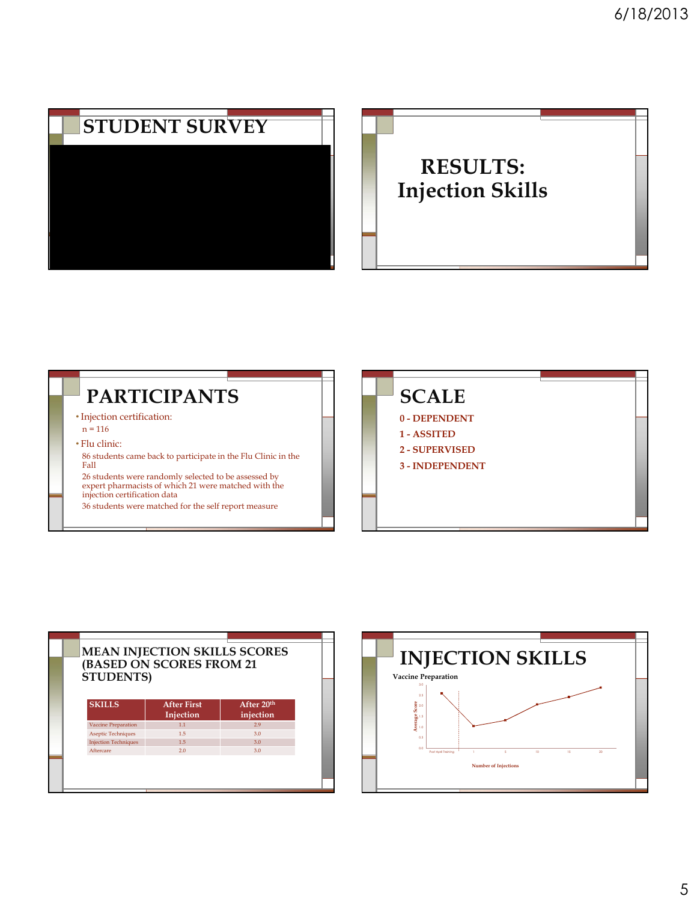# STUDENT SURVEY

# RESULTS: Injection Skills

# PARTICIPANTS

- Injection certification:
  n = 116
- Flu clinic:
  86 students came back to participate in the Flu Clinic in the Fall
  26 students were randomly selected to be assessed by expert pharmacists of which 21 were matched with the injection certification data
  36 students were matched for the self report measure

# SCALE

**0 - DEPENDENT**
**1 - ASSITED**
**2 - SUPERVISED**
**3 - INDEPENDENT**

# MEAN INJECTION SKILLS SCORES (BASED ON SCORES FROM 21 STUDENTS)

| SKILLS | After First Injection | After 20th injection |
|---|---|---|
| Vaccine Preparation | 1.1 | 2.9 |
| Aseptic Techniques | 1.5 | 3.0 |
| Injection Techniques | 1.5 | 3.0 |
| Aftercare | 2.0 | 3.0 |

# INJECTION SKILLS

Vaccine Preparation

Average Score

Post April Training

Number of Injections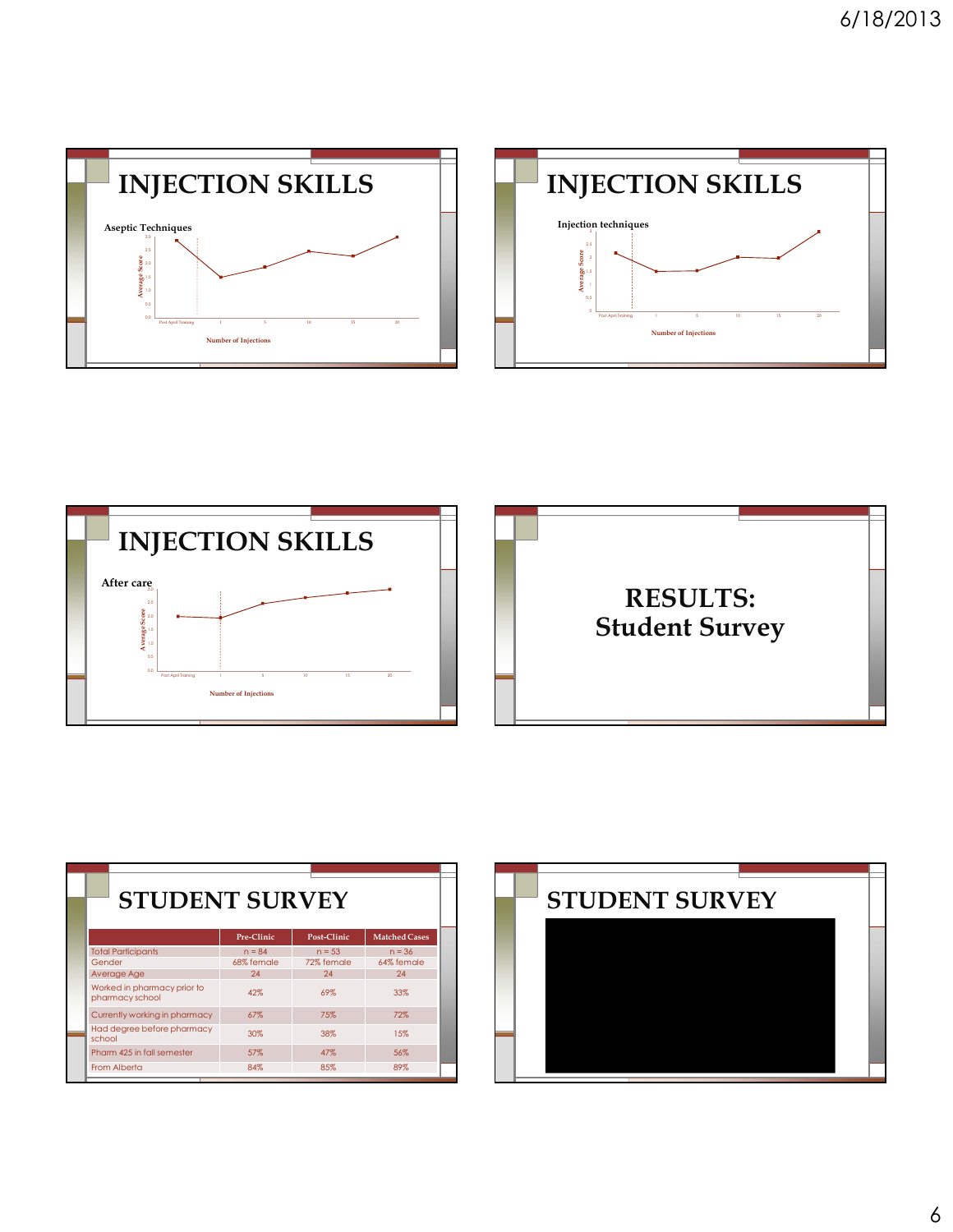# INJECTION SKILLS

Aseptic Techniques

Average Score: 0.0, 0.5, 1.0, 1.5, 2.0, 2.5, 3.0

Number of Injections: Post April Training, 1, 5, 10, 15, 20

# INJECTION SKILLS

Injection techniques

Average Score: 0, 0.5, 1, 1.5, 2, 2.5, 3

Number of Injections: Post April Training, 1, 5, 10, 15, 20

# INJECTION SKILLS

After care

Average Score: 0.0, 0.5, 1.0, 1.5, 2.0, 2.5, 3.0

Number of Injections: Post April Training, 1, 5, 10, 15, 20

# RESULTS: Student Survey

# STUDENT SURVEY

| | Pre-Clinic | Post-Clinic | Matched Cases |
|---|---|---|---|
| Total Participants | n = 84 | n = 53 | n = 36 |
| Gender | 68% female | 72% female | 64% female |
| Average Age | 24 | 24 | 24 |
| Worked in pharmacy prior to pharmacy school | 42% | 69% | 33% |
| Currently working in pharmacy | 67% | 75% | 72% |
| Had degree before pharmacy school | 30% | 38% | 15% |
| Pharm 425 in fall semester | 57% | 47% | 56% |
| From Alberta | 84% | 85% | 89% |

# STUDENT SURVEY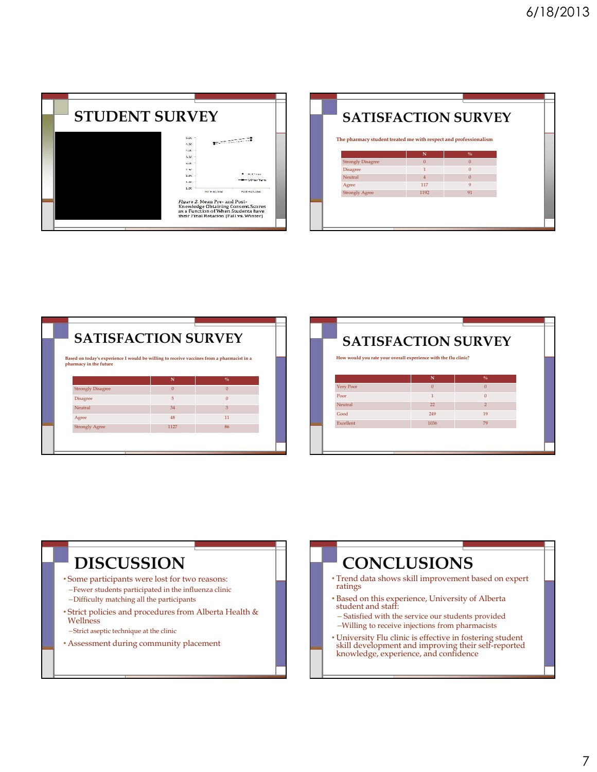# STUDENT SURVEY

*Figure 2.* Mean Pre- and Post-Knowledge Obtaining Consent Scores as a Function of When Students have their Final Rotation (Fall vs. Winter)

# SATISFACTION SURVEY

**The pharmacy student treated me with respect and professionalism**

| | N | % |
|---|---|---|
| Strongly Disagree | 0 | 0 |
| Disagree | 1 | 0 |
| Neutral | 4 | 0 |
| Agree | 117 | 9 |
| Strongly Agree | 1192 | 91 |

# SATISFACTION SURVEY

**Based on today's experience I would be willing to receive vaccines from a pharmacist in a pharmacy in the future**

| | N | % |
|---|---|---|
| Strongly Disagree | 0 | 0 |
| Disagree | 5 | 0 |
| Neutral | 34 | 3 |
| Agree | 48 | 11 |
| Strongly Agree | 1127 | 86 |

# SATISFACTION SURVEY

**How would you rate your overall experience with the flu clinic?**

| | N | % |
|---|---|---|
| Very Poor | 0 | 0 |
| Poor | 1 | 0 |
| Neutral | 22 | 2 |
| Good | 249 | 19 |
| Excellent | 1036 | 79 |

# DISCUSSION

- Some participants were lost for two reasons:
  - Fewer students participated in the influenza clinic
  - Difficulty matching all the participants
- Strict policies and procedures from Alberta Health & Wellness
  - Strict aseptic technique at the clinic
- Assessment during community placement

# CONCLUSIONS

- Trend data shows skill improvement based on expert ratings
- Based on this experience, University of Alberta student and staff:
  - Satisfied with the service our students provided
  - Willing to receive injections from pharmacists
- University Flu clinic is effective in fostering student skill development and improving their self-reported knowledge, experience, and confidence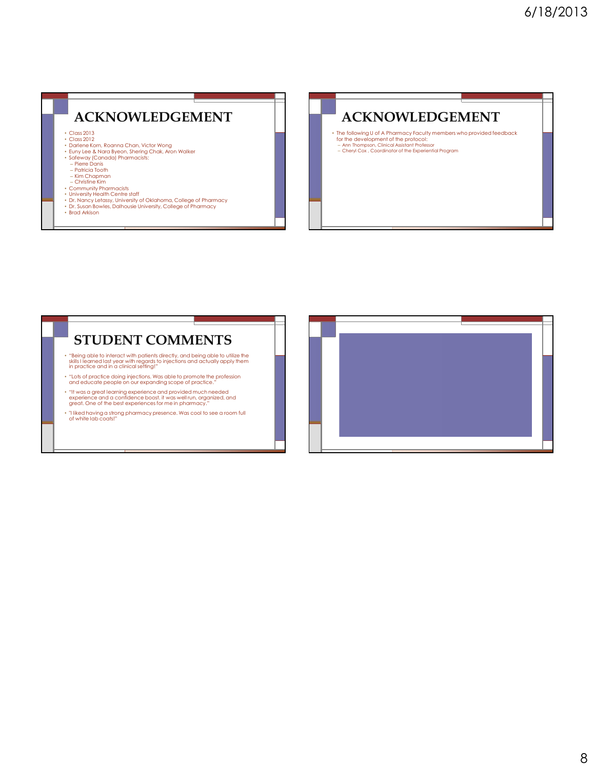# ACKNOWLEDGEMENT

- Class 2013
- Class 2012
- Darlene Korn, Roanna Chan, Victor Wong
- Euny Lee & Nara Byeon, Shering Chak, Aron Walker
- Safeway (Canada) Pharmacists:
  - Pierre Danis
  - Patricia Tooth
  - Kim Chapman
  - Christine Kim
- Community Pharmacists
- University Health Centre staff
- Dr. Nancy Letassy, University of Oklahoma, College of Pharmacy
- Dr. Susan Bowles, Dalhousie University, College of Pharmacy
- Brad Arkison

# ACKNOWLEDGEMENT

- The following U of A Pharmacy Faculty members who provided feedback for the development of the protocol:
  - Ann Thompson, Clinical Assistant Professor
  - Cheryl Cox , Coordinator of the Experiential Program

# STUDENT COMMENTS

- "Being able to interact with patients directly, and being able to utilize the skills I learned last year with regards to injections and actually apply them in practice and in a clinical setting!"
- "Lots of practice doing injections. Was able to promote the profession and educate people on our expanding scope of practice."
- "It was a great learning experience and provided much needed experience and a confidence boost. it was well run, organized, and great. One of the best experiences for me in pharmacy."
- "I liked having a strong pharmacy presence. Was cool to see a room full of white lab coats!"